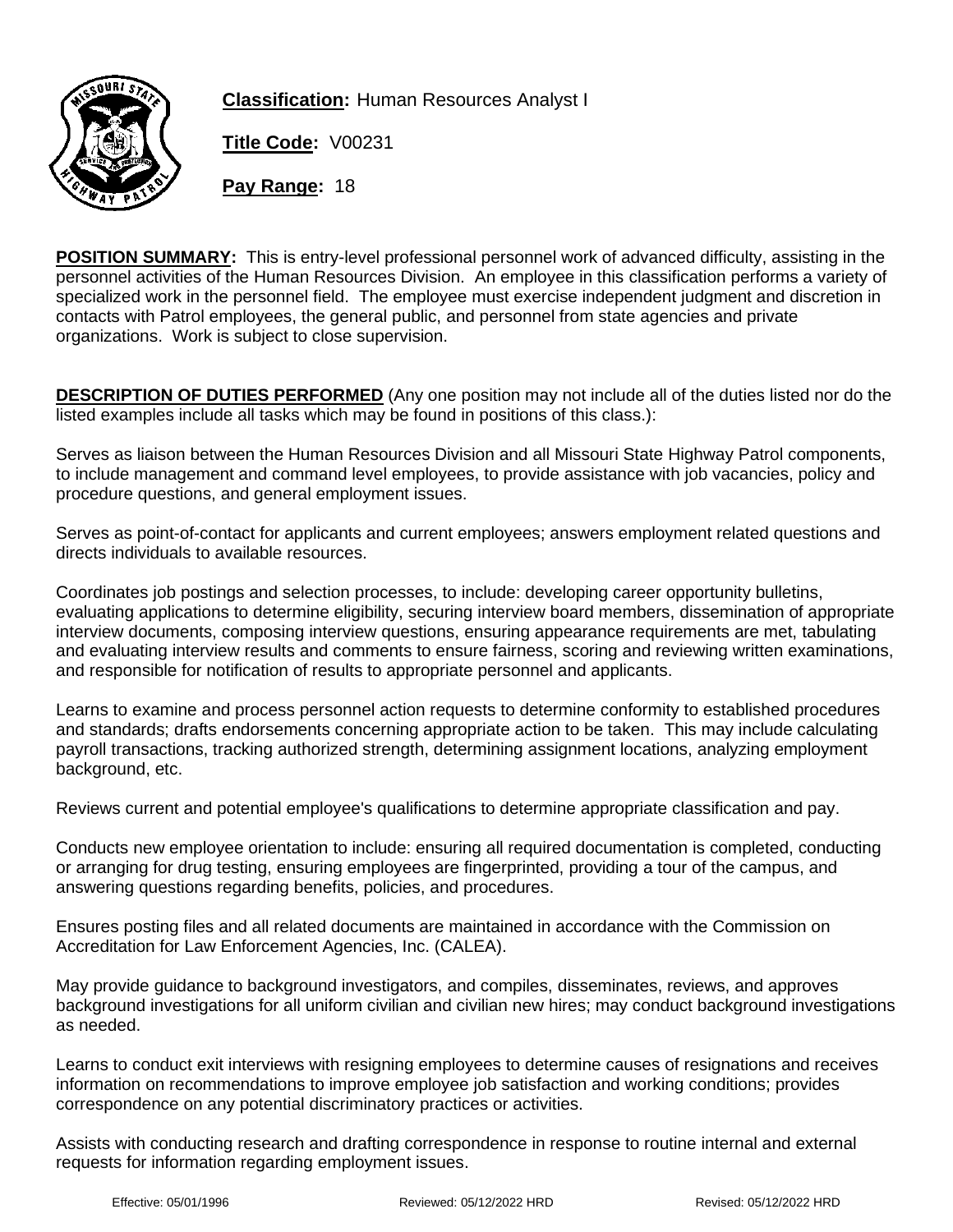**Classification:** Human Resources Analyst I

**Title Code:** V00231

**Pay Range:** 18

**POSITION SUMMARY:** This is entry-level professional personnel work of advanced difficulty, assisting in the personnel activities of the Human Resources Division. An employee in this classification performs a variety of specialized work in the personnel field. The employee must exercise independent judgment and discretion in contacts with Patrol employees, the general public, and personnel from state agencies and private organizations. Work is subject to close supervision.

**DESCRIPTION OF DUTIES PERFORMED** (Any one position may not include all of the duties listed nor do the listed examples include all tasks which may be found in positions of this class.):

Serves as liaison between the Human Resources Division and all Missouri State Highway Patrol components, to include management and command level employees, to provide assistance with job vacancies, policy and procedure questions, and general employment issues.

Serves as point-of-contact for applicants and current employees; answers employment related questions and directs individuals to available resources.

Coordinates job postings and selection processes, to include: developing career opportunity bulletins, evaluating applications to determine eligibility, securing interview board members, dissemination of appropriate interview documents, composing interview questions, ensuring appearance requirements are met, tabulating and evaluating interview results and comments to ensure fairness, scoring and reviewing written examinations, and responsible for notification of results to appropriate personnel and applicants.

Learns to examine and process personnel action requests to determine conformity to established procedures and standards; drafts endorsements concerning appropriate action to be taken. This may include calculating payroll transactions, tracking authorized strength, determining assignment locations, analyzing employment background, etc.

Reviews current and potential employee's qualifications to determine appropriate classification and pay.

Conducts new employee orientation to include: ensuring all required documentation is completed, conducting or arranging for drug testing, ensuring employees are fingerprinted, providing a tour of the campus, and answering questions regarding benefits, policies, and procedures.

Ensures posting files and all related documents are maintained in accordance with the Commission on Accreditation for Law Enforcement Agencies, Inc. (CALEA).

May provide guidance to background investigators, and compiles, disseminates, reviews, and approves background investigations for all uniform civilian and civilian new hires; may conduct background investigations as needed.

Learns to conduct exit interviews with resigning employees to determine causes of resignations and receives information on recommendations to improve employee job satisfaction and working conditions; provides correspondence on any potential discriminatory practices or activities.

Assists with conducting research and drafting correspondence in response to routine internal and external requests for information regarding employment issues.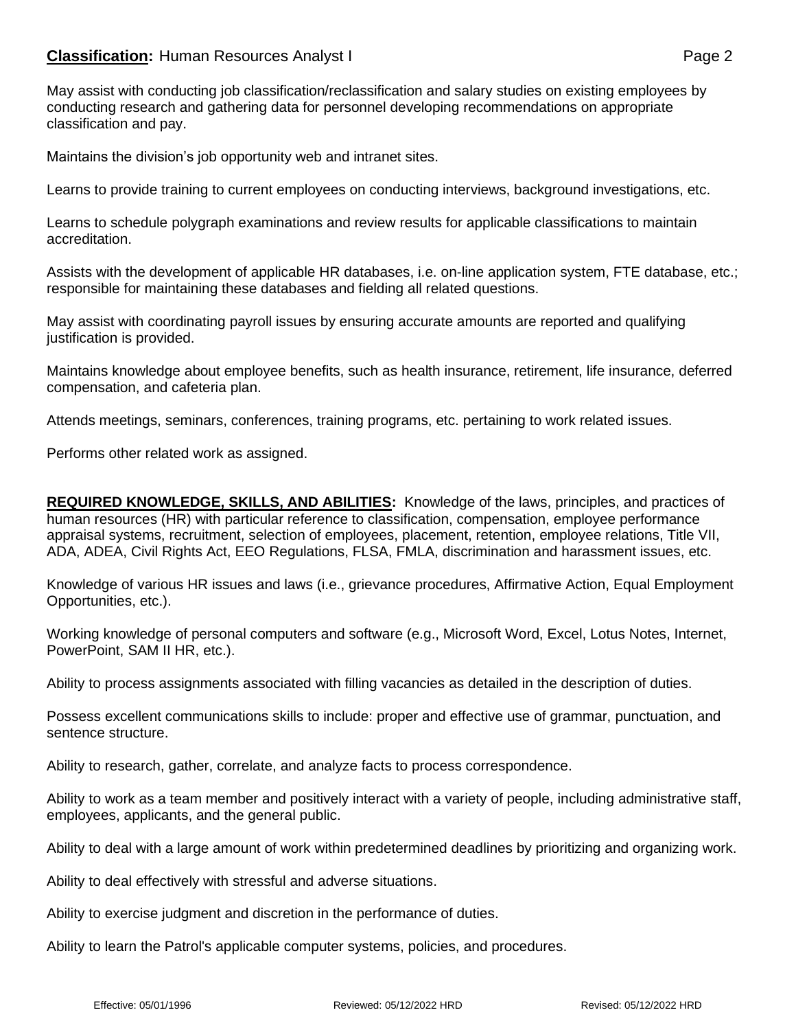May assist with conducting job classification/reclassification and salary studies on existing employees by conducting research and gathering data for personnel developing recommendations on appropriate classification and pay.

Maintains the division's job opportunity web and intranet sites.

Learns to provide training to current employees on conducting interviews, background investigations, etc.

Learns to schedule polygraph examinations and review results for applicable classifications to maintain accreditation.

Assists with the development of applicable HR databases, i.e. on-line application system, FTE database, etc.; responsible for maintaining these databases and fielding all related questions.

May assist with coordinating payroll issues by ensuring accurate amounts are reported and qualifying justification is provided.

Maintains knowledge about employee benefits, such as health insurance, retirement, life insurance, deferred compensation, and cafeteria plan.

Attends meetings, seminars, conferences, training programs, etc. pertaining to work related issues.

Performs other related work as assigned.

**REQUIRED KNOWLEDGE, SKILLS, AND ABILITIES:** Knowledge of the laws, principles, and practices of human resources (HR) with particular reference to classification, compensation, employee performance appraisal systems, recruitment, selection of employees, placement, retention, employee relations, Title VII, ADA, ADEA, Civil Rights Act, EEO Regulations, FLSA, FMLA, discrimination and harassment issues, etc.

Knowledge of various HR issues and laws (i.e., grievance procedures, Affirmative Action, Equal Employment Opportunities, etc.).

Working knowledge of personal computers and software (e.g., Microsoft Word, Excel, Lotus Notes, Internet, PowerPoint, SAM II HR, etc.).

Ability to process assignments associated with filling vacancies as detailed in the description of duties.

Possess excellent communications skills to include: proper and effective use of grammar, punctuation, and sentence structure.

Ability to research, gather, correlate, and analyze facts to process correspondence.

Ability to work as a team member and positively interact with a variety of people, including administrative staff, employees, applicants, and the general public.

Ability to deal with a large amount of work within predetermined deadlines by prioritizing and organizing work.

Ability to deal effectively with stressful and adverse situations.

Ability to exercise judgment and discretion in the performance of duties.

Ability to learn the Patrol's applicable computer systems, policies, and procedures.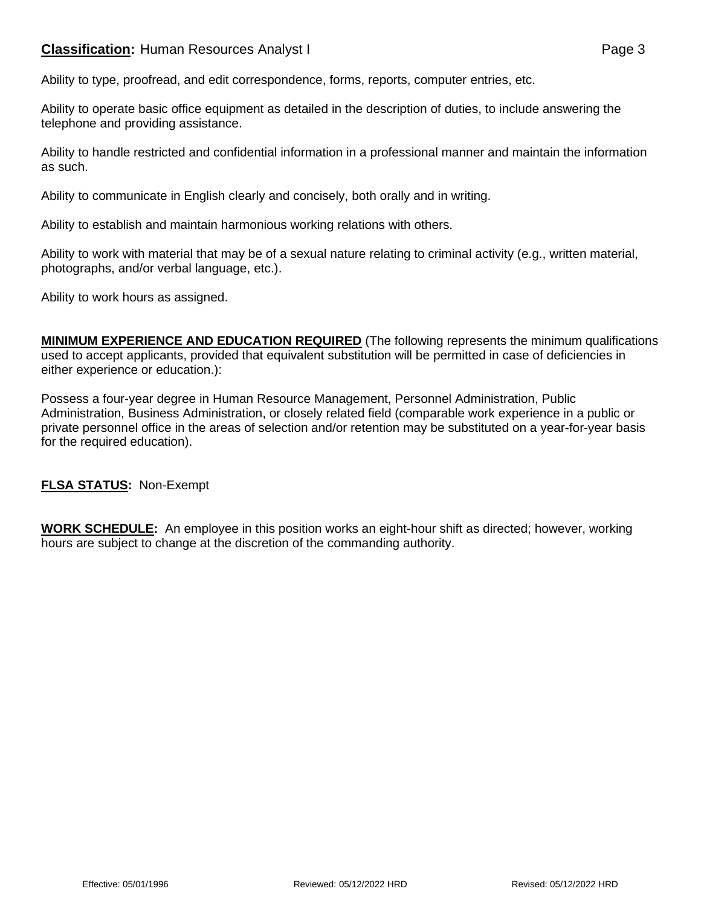Ability to type, proofread, and edit correspondence, forms, reports, computer entries, etc.

Ability to operate basic office equipment as detailed in the description of duties, to include answering the telephone and providing assistance.

Ability to handle restricted and confidential information in a professional manner and maintain the information as such.

Ability to communicate in English clearly and concisely, both orally and in writing.

Ability to establish and maintain harmonious working relations with others.

Ability to work with material that may be of a sexual nature relating to criminal activity (e.g., written material, photographs, and/or verbal language, etc.).

Ability to work hours as assigned.

**MINIMUM EXPERIENCE AND EDUCATION REQUIRED** (The following represents the minimum qualifications used to accept applicants, provided that equivalent substitution will be permitted in case of deficiencies in either experience or education.):

Possess a four-year degree in Human Resource Management, Personnel Administration, Public Administration, Business Administration, or closely related field (comparable work experience in a public or private personnel office in the areas of selection and/or retention may be substituted on a year-for-year basis for the required education).

**FLSA STATUS:** Non-Exempt

**WORK SCHEDULE:** An employee in this position works an eight-hour shift as directed; however, working hours are subject to change at the discretion of the commanding authority.